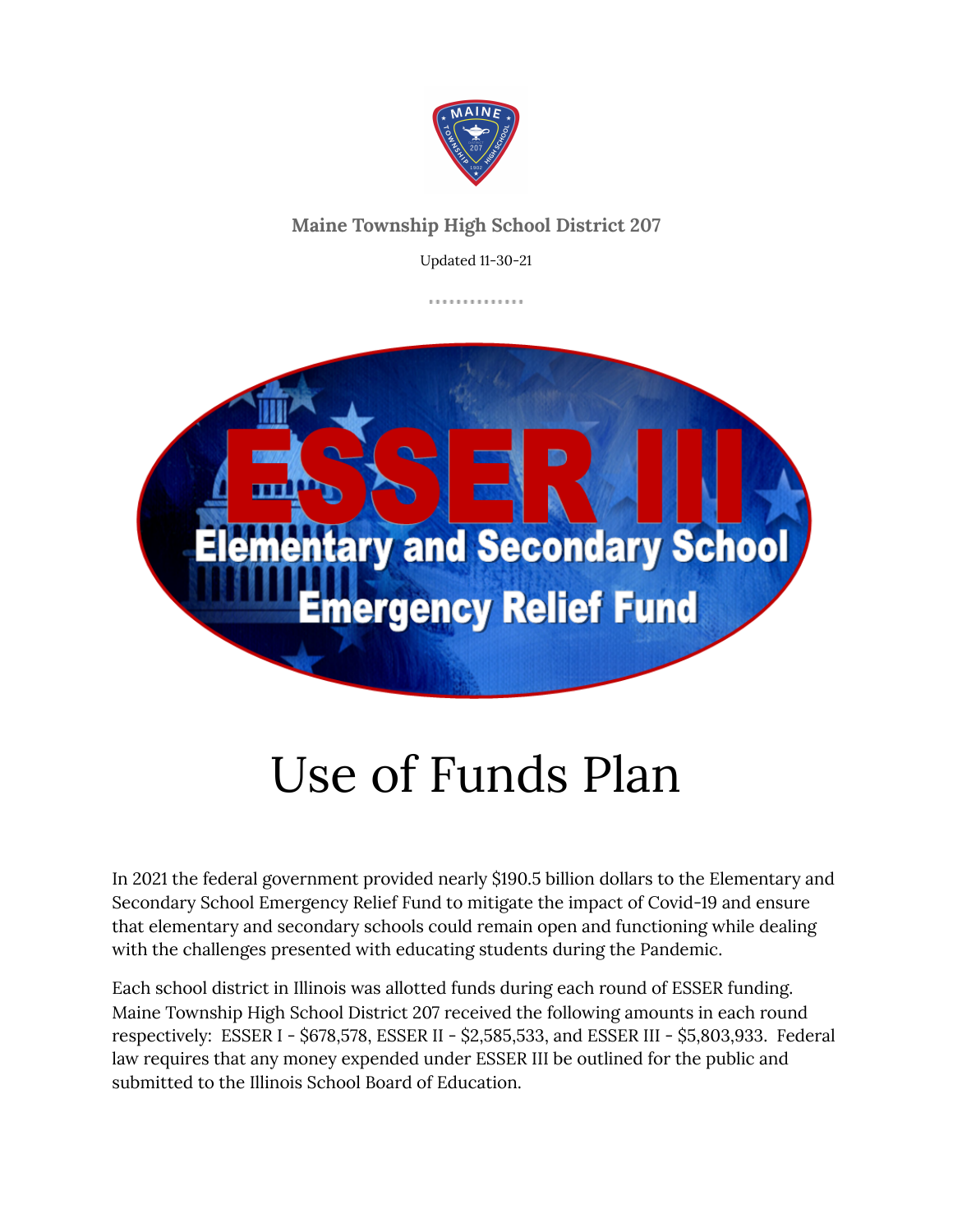**Maine Township High School District 207**

Updated 11-30-21

# Use of Funds Plan

In 2021 the federal government provided nearly $190.5 billion dollars to the Elementary and Secondary School Emergency Relief Fund to mitigate the impact of Covid-19 and ensure that elementary and secondary schools could remain open and functioning while dealing with the challenges presented with educating students during the Pandemic.

Each school district in Illinois was allotted funds during each round of ESSER funding. Maine Township High School District 207 received the following amounts in each round respectively: ESSER I - $678,578, ESSER II - $2,585,533, and ESSER III - $5,803,933. Federal law requires that any money expended under ESSER III be outlined for the public and submitted to the Illinois School Board of Education.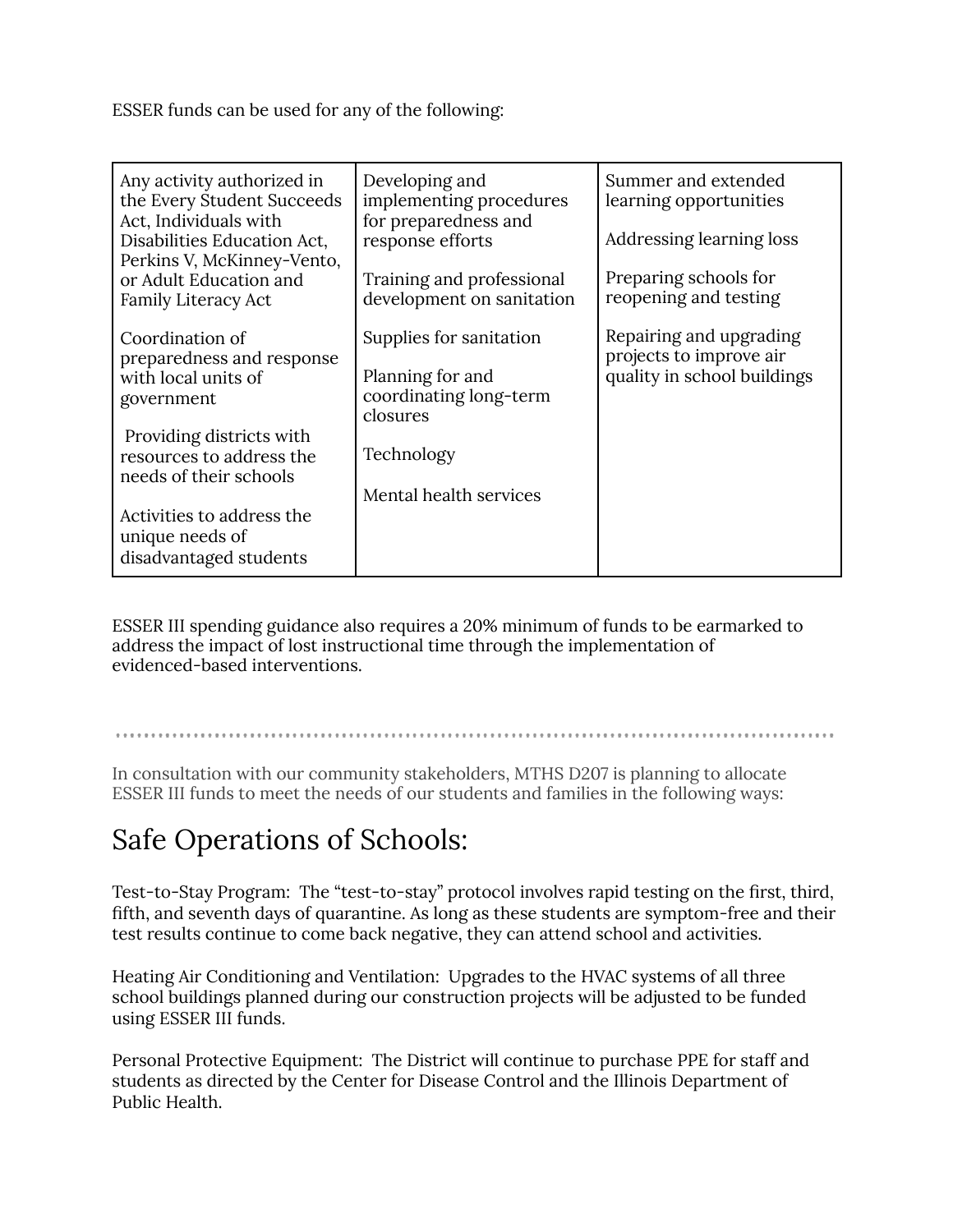ESSER funds can be used for any of the following:

| | | |
|---|---|---|
| Any activity authorized in the Every Student Succeeds Act, Individuals with Disabilities Education Act, Perkins V, McKinney-Vento, or Adult Education and Family Literacy Act<br><br>Coordination of preparedness and response with local units of government<br><br>Providing districts with resources to address the needs of their schools<br><br>Activities to address the unique needs of disadvantaged students | Developing and implementing procedures for preparedness and response efforts<br><br>Training and professional development on sanitation<br><br>Supplies for sanitation<br><br>Planning for and coordinating long-term closures<br><br>Technology<br><br>Mental health services | Summer and extended learning opportunities<br><br>Addressing learning loss<br><br>Preparing schools for reopening and testing<br><br>Repairing and upgrading projects to improve air quality in school buildings |

ESSER III spending guidance also requires a 20% minimum of funds to be earmarked to address the impact of lost instructional time through the implementation of evidenced-based interventions.

---

In consultation with our community stakeholders, MTHS D207 is planning to allocate ESSER III funds to meet the needs of our students and families in the following ways:

# Safe Operations of Schools:

Test-to-Stay Program: The "test-to-stay" protocol involves rapid testing on the first, third, fifth, and seventh days of quarantine. As long as these students are symptom-free and their test results continue to come back negative, they can attend school and activities.

Heating Air Conditioning and Ventilation: Upgrades to the HVAC systems of all three school buildings planned during our construction projects will be adjusted to be funded using ESSER III funds.

Personal Protective Equipment: The District will continue to purchase PPE for staff and students as directed by the Center for Disease Control and the Illinois Department of Public Health.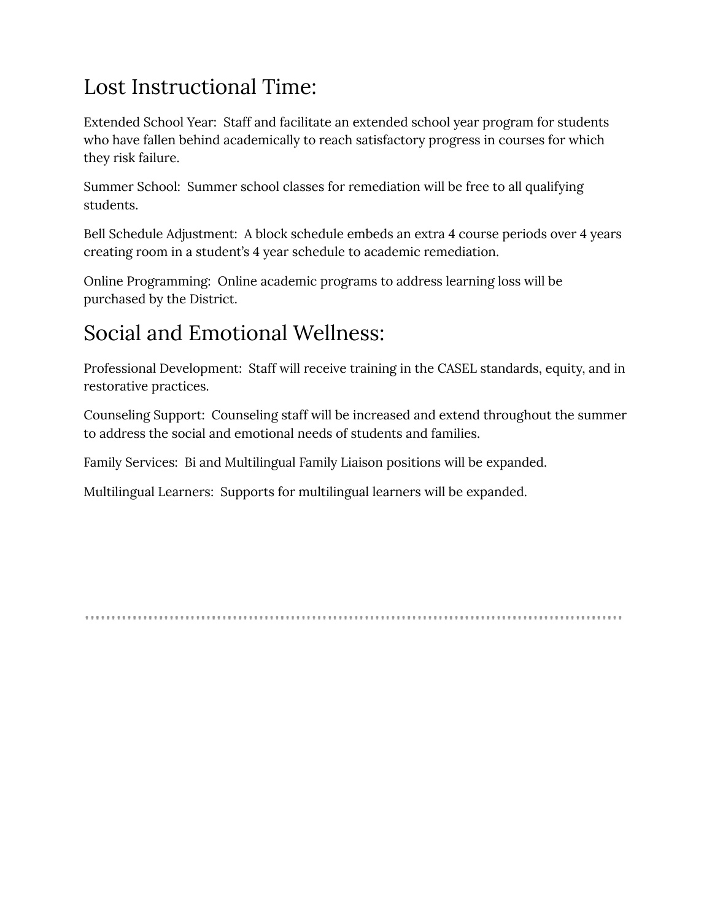## Lost Instructional Time:

Extended School Year: Staff and facilitate an extended school year program for students who have fallen behind academically to reach satisfactory progress in courses for which they risk failure.

Summer School: Summer school classes for remediation will be free to all qualifying students.

Bell Schedule Adjustment: A block schedule embeds an extra 4 course periods over 4 years creating room in a student's 4 year schedule to academic remediation.

Online Programming: Online academic programs to address learning loss will be purchased by the District.

## Social and Emotional Wellness:

Professional Development: Staff will receive training in the CASEL standards, equity, and in restorative practices.

Counseling Support: Counseling staff will be increased and extend throughout the summer to address the social and emotional needs of students and families.

Family Services: Bi and Multilingual Family Liaison positions will be expanded.

Multilingual Learners: Supports for multilingual learners will be expanded.